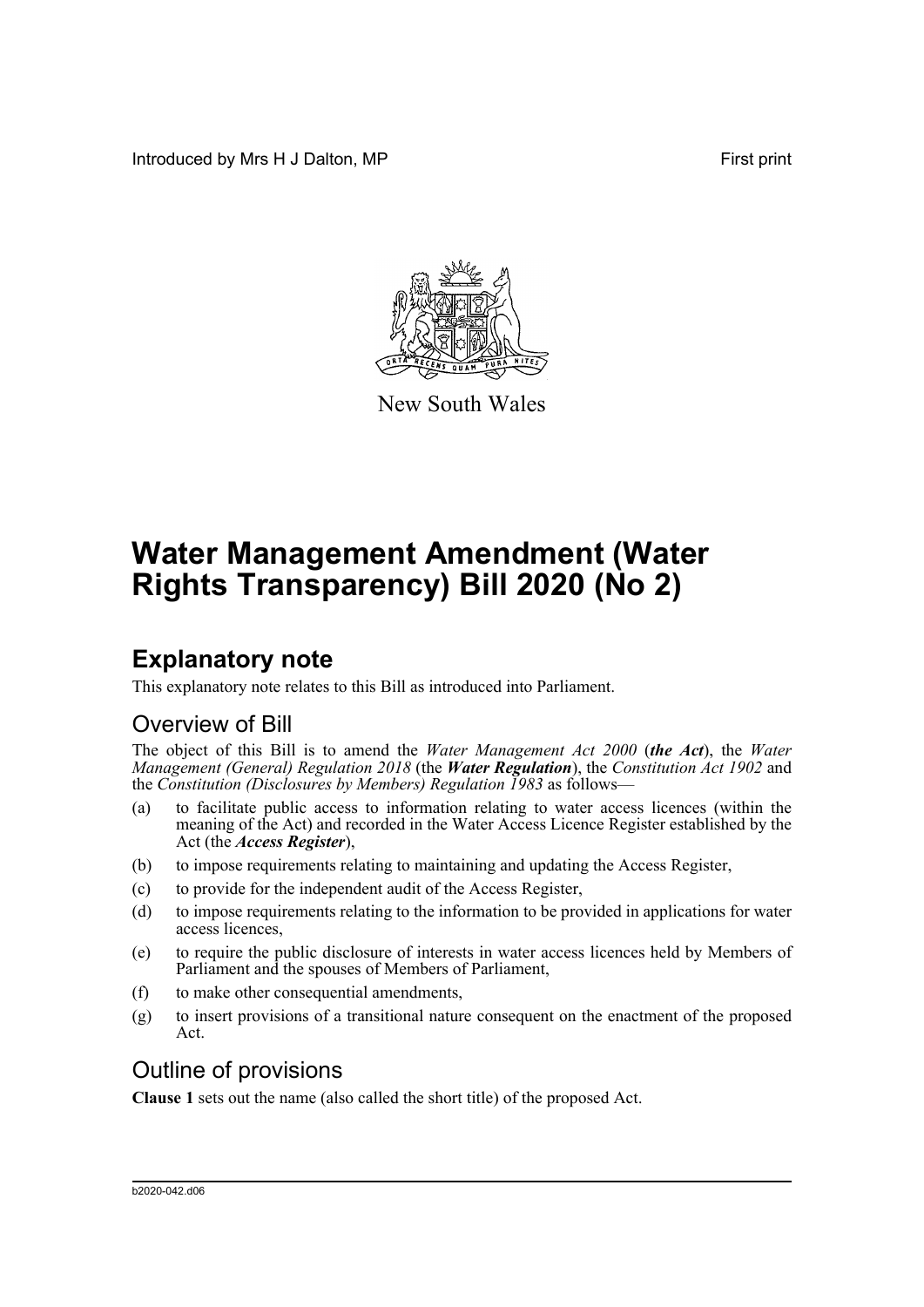Introduced by Mrs H J Dalton, MP First print

New South Wales

# Water Management Amendment (Water Rights Transparency) Bill 2020 (No 2)

## Explanatory note

This explanatory note relates to this Bill as introduced into Parliament.

### Overview of Bill

The object of this Bill is to amend the *Water Management Act 2000* (***the Act***), the *Water Management (General) Regulation 2018* (the ***Water Regulation***), the *Constitution Act 1902* and the *Constitution (Disclosures by Members) Regulation 1983* as follows—

(a) to facilitate public access to information relating to water access licences (within the meaning of the Act) and recorded in the Water Access Licence Register established by the Act (the ***Access Register***),

(b) to impose requirements relating to maintaining and updating the Access Register,

(c) to provide for the independent audit of the Access Register,

(d) to impose requirements relating to the information to be provided in applications for water access licences,

(e) to require the public disclosure of interests in water access licences held by Members of Parliament and the spouses of Members of Parliament,

(f) to make other consequential amendments,

(g) to insert provisions of a transitional nature consequent on the enactment of the proposed Act.

### Outline of provisions

**Clause 1** sets out the name (also called the short title) of the proposed Act.

b2020-042.d06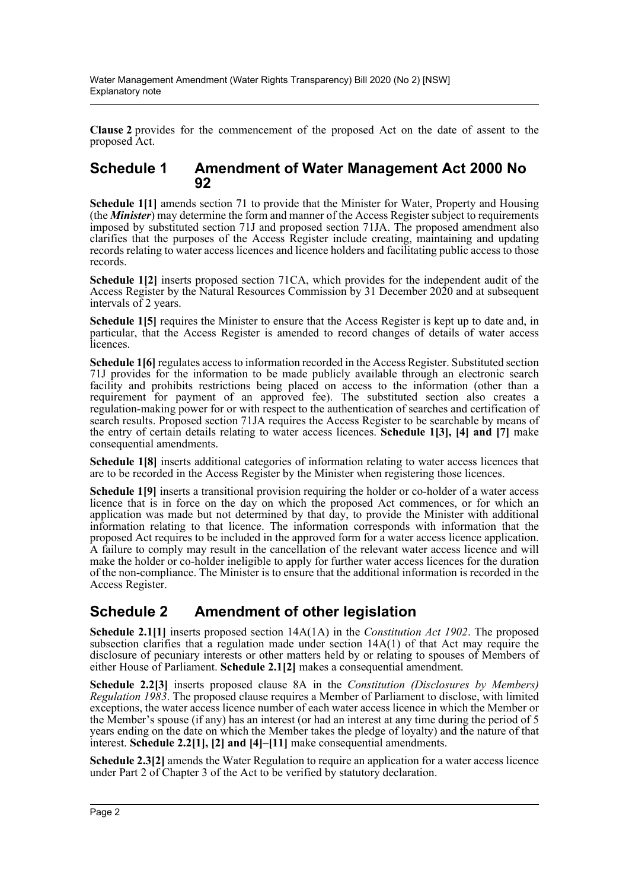**Clause 2** provides for the commencement of the proposed Act on the date of assent to the proposed Act.

## Schedule 1 Amendment of Water Management Act 2000 No 92

**Schedule 1[1]** amends section 71 to provide that the Minister for Water, Property and Housing (the ***Minister***) may determine the form and manner of the Access Register subject to requirements imposed by substituted section 71J and proposed section 71JA. The proposed amendment also clarifies that the purposes of the Access Register include creating, maintaining and updating records relating to water access licences and licence holders and facilitating public access to those records.

**Schedule 1[2]** inserts proposed section 71CA, which provides for the independent audit of the Access Register by the Natural Resources Commission by 31 December 2020 and at subsequent intervals of 2 years.

**Schedule 1[5]** requires the Minister to ensure that the Access Register is kept up to date and, in particular, that the Access Register is amended to record changes of details of water access licences.

**Schedule 1[6]** regulates access to information recorded in the Access Register. Substituted section 71J provides for the information to be made publicly available through an electronic search facility and prohibits restrictions being placed on access to the information (other than a requirement for payment of an approved fee). The substituted section also creates a regulation-making power for or with respect to the authentication of searches and certification of search results. Proposed section 71JA requires the Access Register to be searchable by means of the entry of certain details relating to water access licences. **Schedule 1[3], [4] and [7]** make consequential amendments.

**Schedule 1[8]** inserts additional categories of information relating to water access licences that are to be recorded in the Access Register by the Minister when registering those licences.

**Schedule 1[9]** inserts a transitional provision requiring the holder or co-holder of a water access licence that is in force on the day on which the proposed Act commences, or for which an application was made but not determined by that day, to provide the Minister with additional information relating to that licence. The information corresponds with information that the proposed Act requires to be included in the approved form for a water access licence application. A failure to comply may result in the cancellation of the relevant water access licence and will make the holder or co-holder ineligible to apply for further water access licences for the duration of the non-compliance. The Minister is to ensure that the additional information is recorded in the Access Register.

## Schedule 2 Amendment of other legislation

**Schedule 2.1[1]** inserts proposed section 14A(1A) in the *Constitution Act 1902*. The proposed subsection clarifies that a regulation made under section 14A(1) of that Act may require the disclosure of pecuniary interests or other matters held by or relating to spouses of Members of either House of Parliament. **Schedule 2.1[2]** makes a consequential amendment.

**Schedule 2.2[3]** inserts proposed clause 8A in the *Constitution (Disclosures by Members) Regulation 1983*. The proposed clause requires a Member of Parliament to disclose, with limited exceptions, the water access licence number of each water access licence in which the Member or the Member's spouse (if any) has an interest (or had an interest at any time during the period of 5 years ending on the date on which the Member takes the pledge of loyalty) and the nature of that interest. **Schedule 2.2[1], [2] and [4]–[11]** make consequential amendments.

**Schedule 2.3[2]** amends the Water Regulation to require an application for a water access licence under Part 2 of Chapter 3 of the Act to be verified by statutory declaration.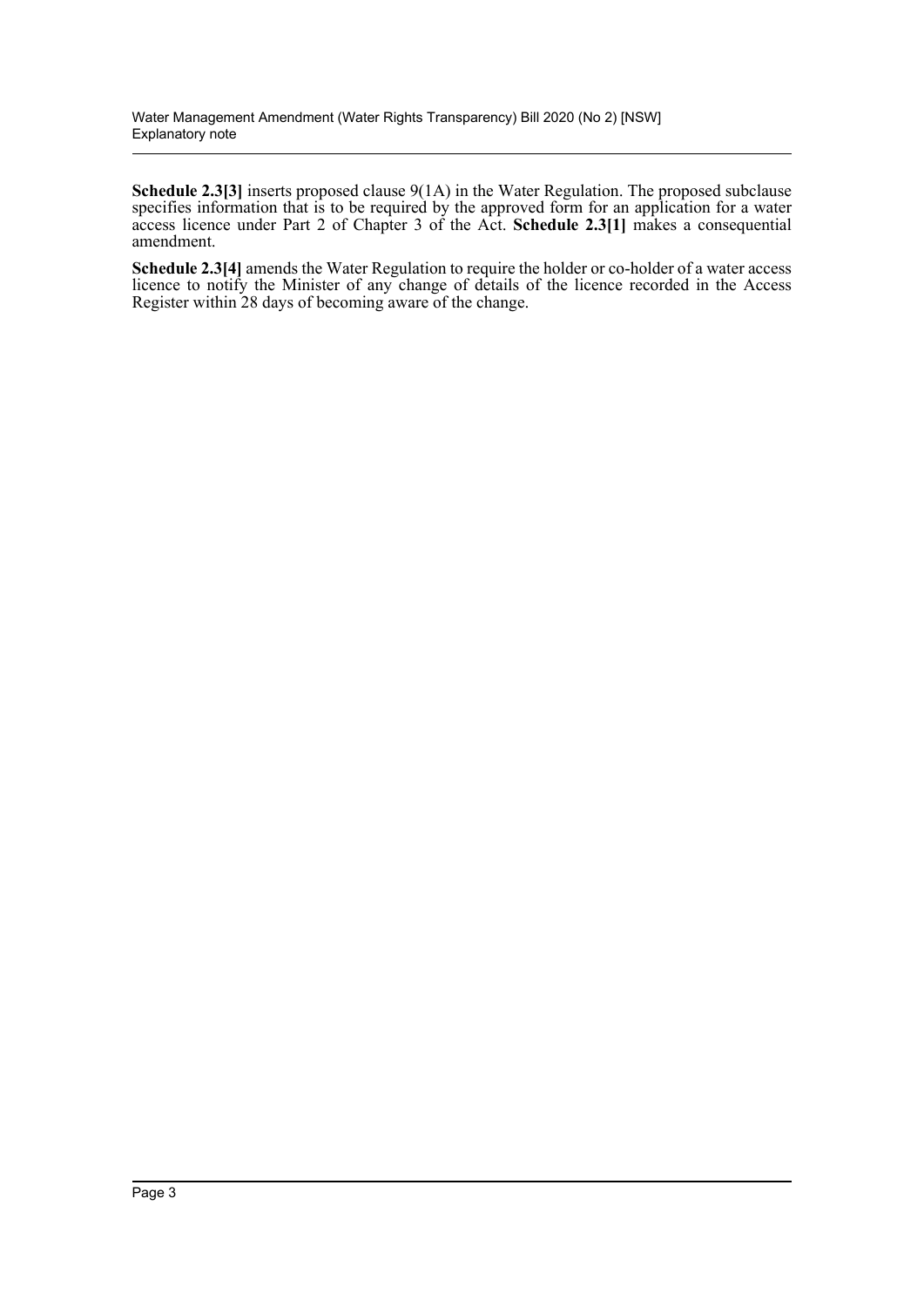**Schedule 2.3[3]** inserts proposed clause 9(1A) in the Water Regulation. The proposed subclause specifies information that is to be required by the approved form for an application for a water access licence under Part 2 of Chapter 3 of the Act. **Schedule 2.3[1]** makes a consequential amendment.

**Schedule 2.3[4]** amends the Water Regulation to require the holder or co-holder of a water access licence to notify the Minister of any change of details of the licence recorded in the Access Register within 28 days of becoming aware of the change.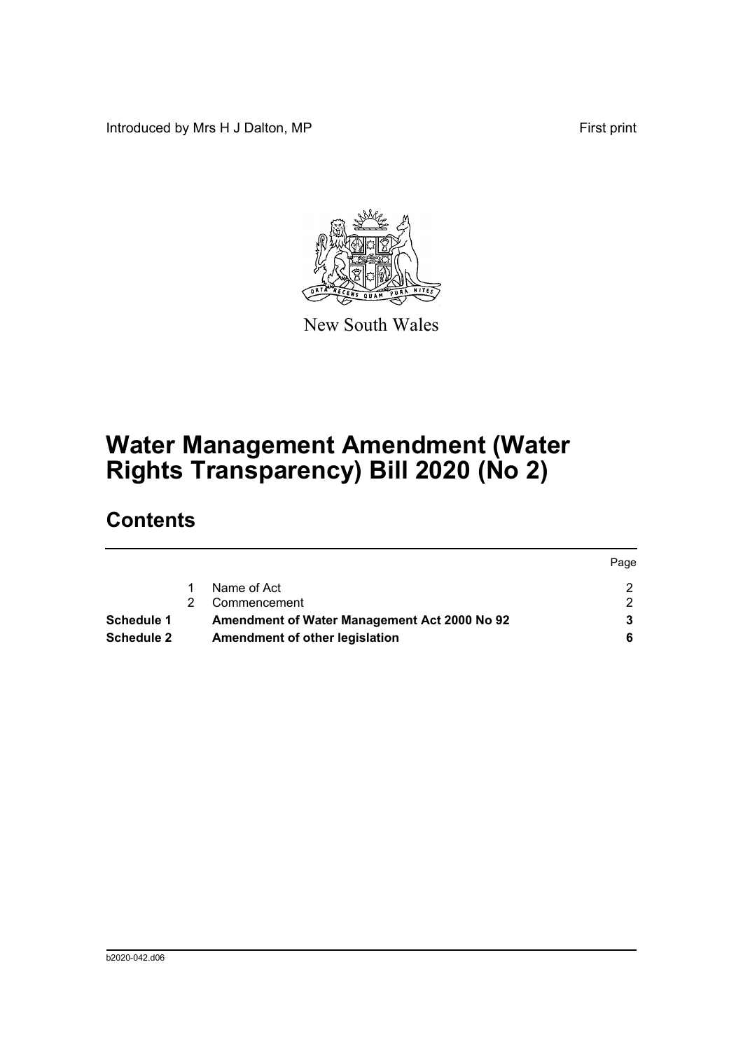Introduced by Mrs H J Dalton, MP

First print

New South Wales

# Water Management Amendment (Water Rights Transparency) Bill 2020 (No 2)

## Contents

| | | | Page |
|---|---|---|---|
| | 1 | Name of Act | 2 |
| | 2 | Commencement | 2 |
| **Schedule 1** | | **Amendment of Water Management Act 2000 No 92** | **3** |
| **Schedule 2** | | **Amendment of other legislation** | **6** |

b2020-042.d06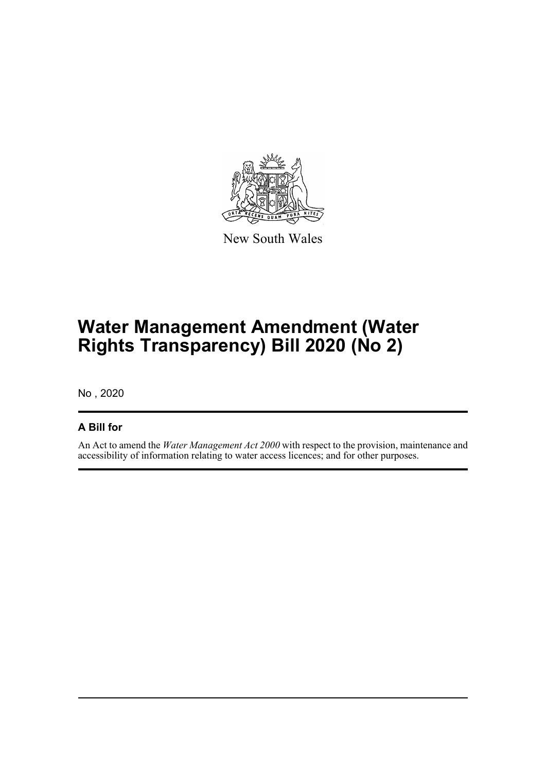New South Wales

# Water Management Amendment (Water Rights Transparency) Bill 2020 (No 2)

No , 2020

## A Bill for

An Act to amend the *Water Management Act 2000* with respect to the provision, maintenance and accessibility of information relating to water access licences; and for other purposes.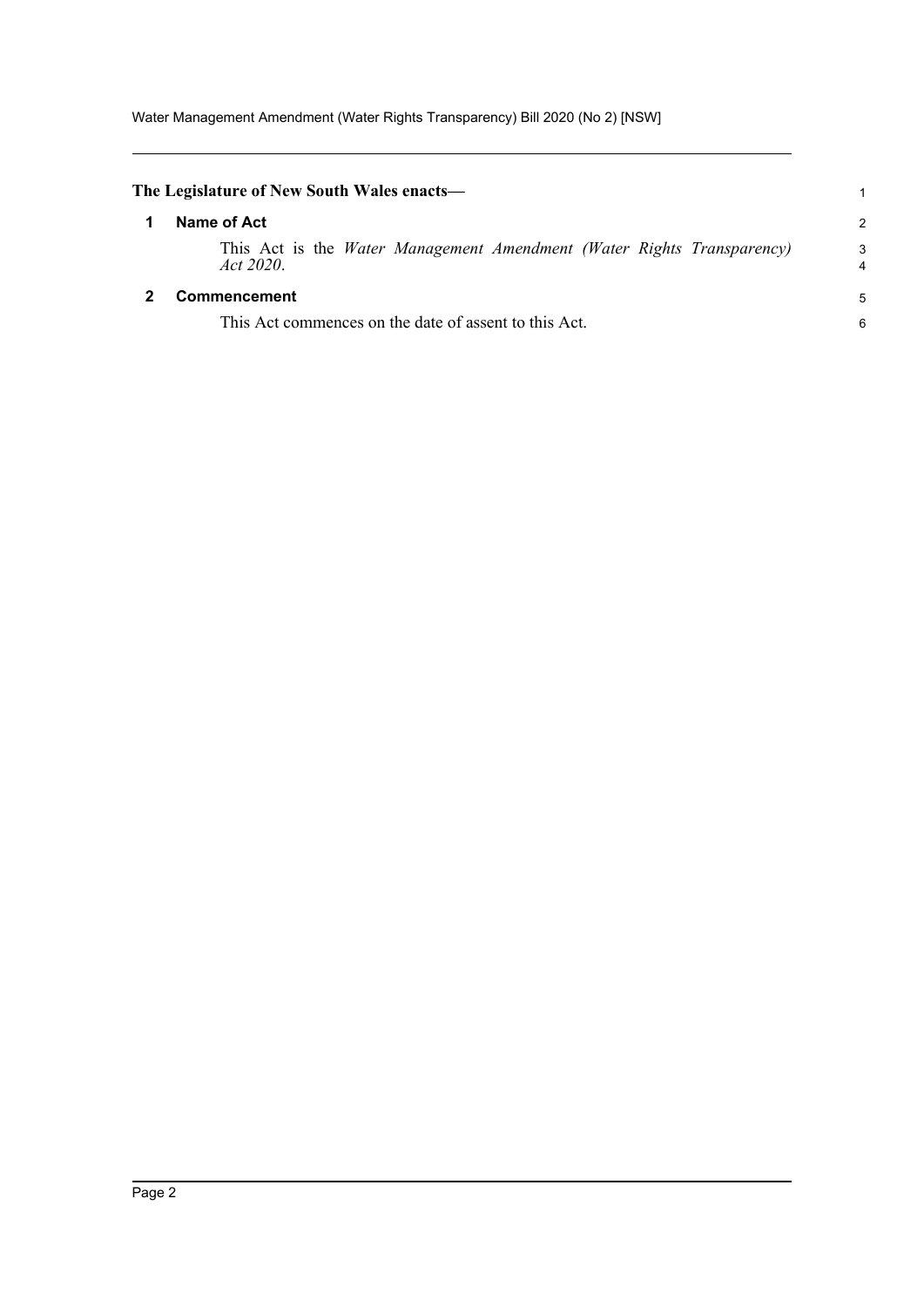**The Legislature of New South Wales enacts—**

## 1 Name of Act

This Act is the *Water Management Amendment (Water Rights Transparency) Act 2020*.

## 2 Commencement

This Act commences on the date of assent to this Act.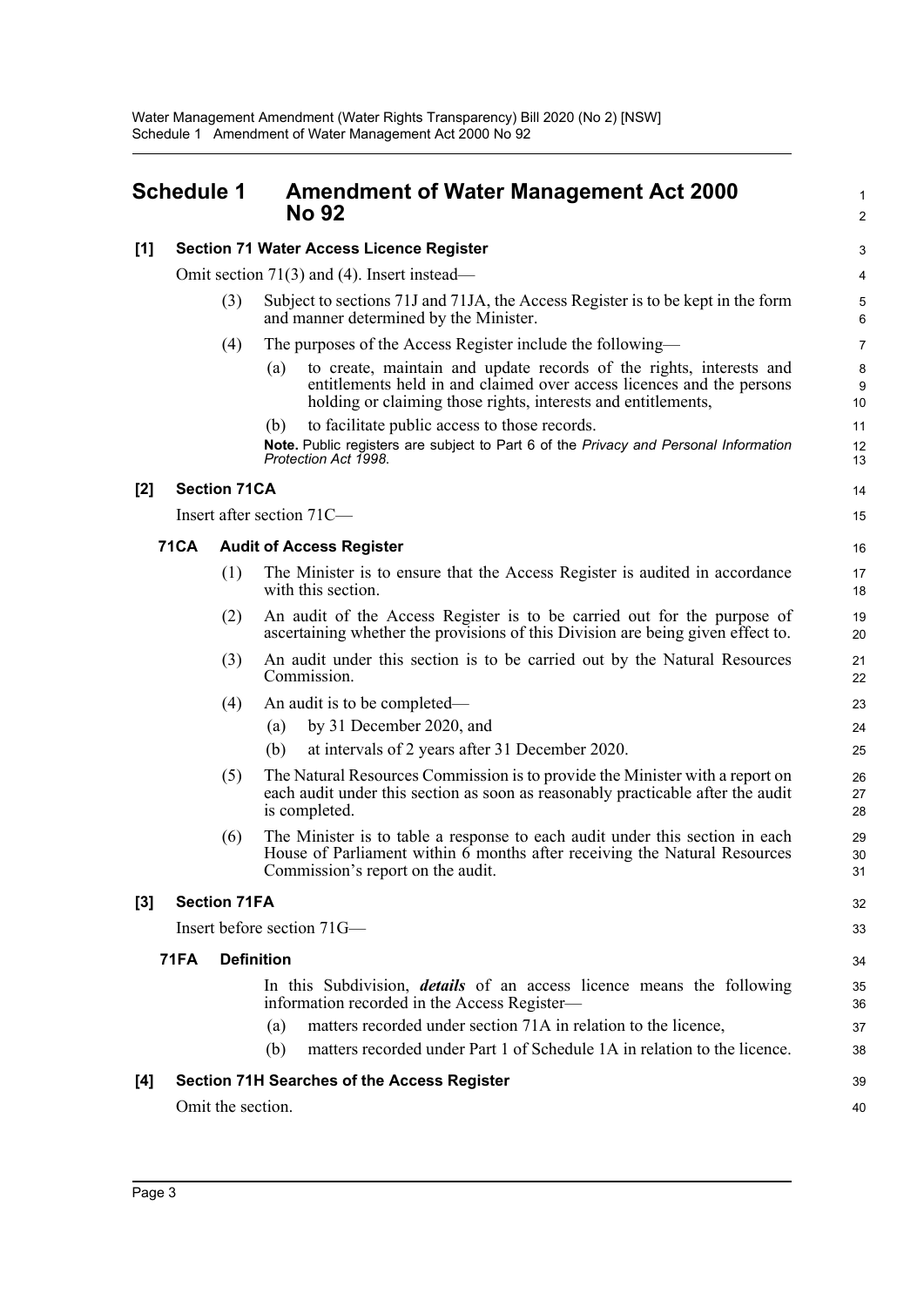# Schedule 1 Amendment of Water Management Act 2000 No 92

**[1] Section 71 Water Access Licence Register**

Omit section 71(3) and (4). Insert instead—

(3) Subject to sections 71J and 71JA, the Access Register is to be kept in the form and manner determined by the Minister.

(4) The purposes of the Access Register include the following—

(a) to create, maintain and update records of the rights, interests and entitlements held in and claimed over access licences and the persons holding or claiming those rights, interests and entitlements,

(b) to facilitate public access to those records.

**Note.** Public registers are subject to Part 6 of the *Privacy and Personal Information Protection Act 1998*.

**[2] Section 71CA**

Insert after section 71C—

**71CA Audit of Access Register**

(1) The Minister is to ensure that the Access Register is audited in accordance with this section.

(2) An audit of the Access Register is to be carried out for the purpose of ascertaining whether the provisions of this Division are being given effect to.

(3) An audit under this section is to be carried out by the Natural Resources Commission.

(4) An audit is to be completed—

(a) by 31 December 2020, and

(b) at intervals of 2 years after 31 December 2020.

(5) The Natural Resources Commission is to provide the Minister with a report on each audit under this section as soon as reasonably practicable after the audit is completed.

(6) The Minister is to table a response to each audit under this section in each House of Parliament within 6 months after receiving the Natural Resources Commission's report on the audit.

**[3] Section 71FA**

Insert before section 71G—

**71FA Definition**

In this Subdivision, ***details*** of an access licence means the following information recorded in the Access Register—

(a) matters recorded under section 71A in relation to the licence,

(b) matters recorded under Part 1 of Schedule 1A in relation to the licence.

**[4] Section 71H Searches of the Access Register**

Omit the section.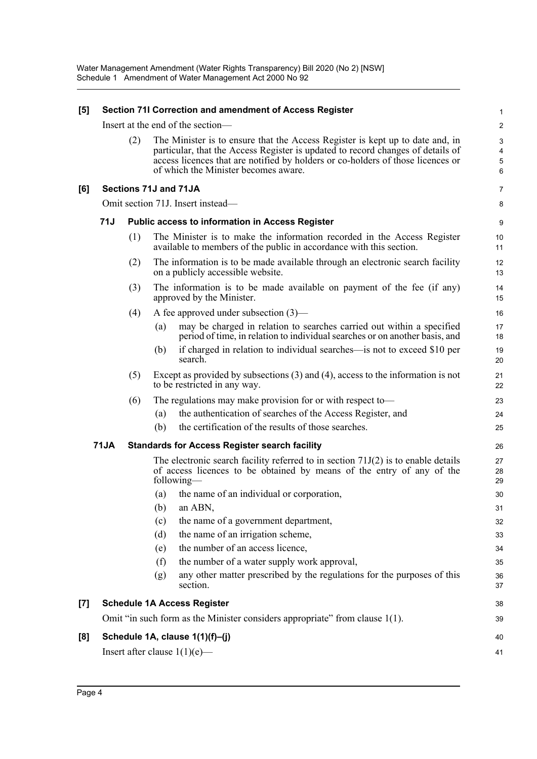**[5] Section 71I Correction and amendment of Access Register**

Insert at the end of the section—

(2) The Minister is to ensure that the Access Register is kept up to date and, in particular, that the Access Register is updated to record changes of details of access licences that are notified by holders or co-holders of those licences or of which the Minister becomes aware.

**[6] Sections 71J and 71JA**

Omit section 71J. Insert instead—

**71J Public access to information in Access Register**

(1) The Minister is to make the information recorded in the Access Register available to members of the public in accordance with this section.

(2) The information is to be made available through an electronic search facility on a publicly accessible website.

(3) The information is to be made available on payment of the fee (if any) approved by the Minister.

(4) A fee approved under subsection (3)—

- (a) may be charged in relation to searches carried out within a specified period of time, in relation to individual searches or on another basis, and
- (b) if charged in relation to individual searches—is not to exceed $10 per search.

(5) Except as provided by subsections (3) and (4), access to the information is not to be restricted in any way.

(6) The regulations may make provision for or with respect to—

- (a) the authentication of searches of the Access Register, and
- (b) the certification of the results of those searches.

**71JA Standards for Access Register search facility**

The electronic search facility referred to in section 71J(2) is to enable details of access licences to be obtained by means of the entry of any of the following—

- (a) the name of an individual or corporation,
- (b) an ABN,
- (c) the name of a government department,
- (d) the name of an irrigation scheme,
- (e) the number of an access licence,
- (f) the number of a water supply work approval,
- (g) any other matter prescribed by the regulations for the purposes of this section.

**[7] Schedule 1A Access Register**

Omit "in such form as the Minister considers appropriate" from clause 1(1).

**[8] Schedule 1A, clause 1(1)(f)–(j)**

Insert after clause 1(1)(e)—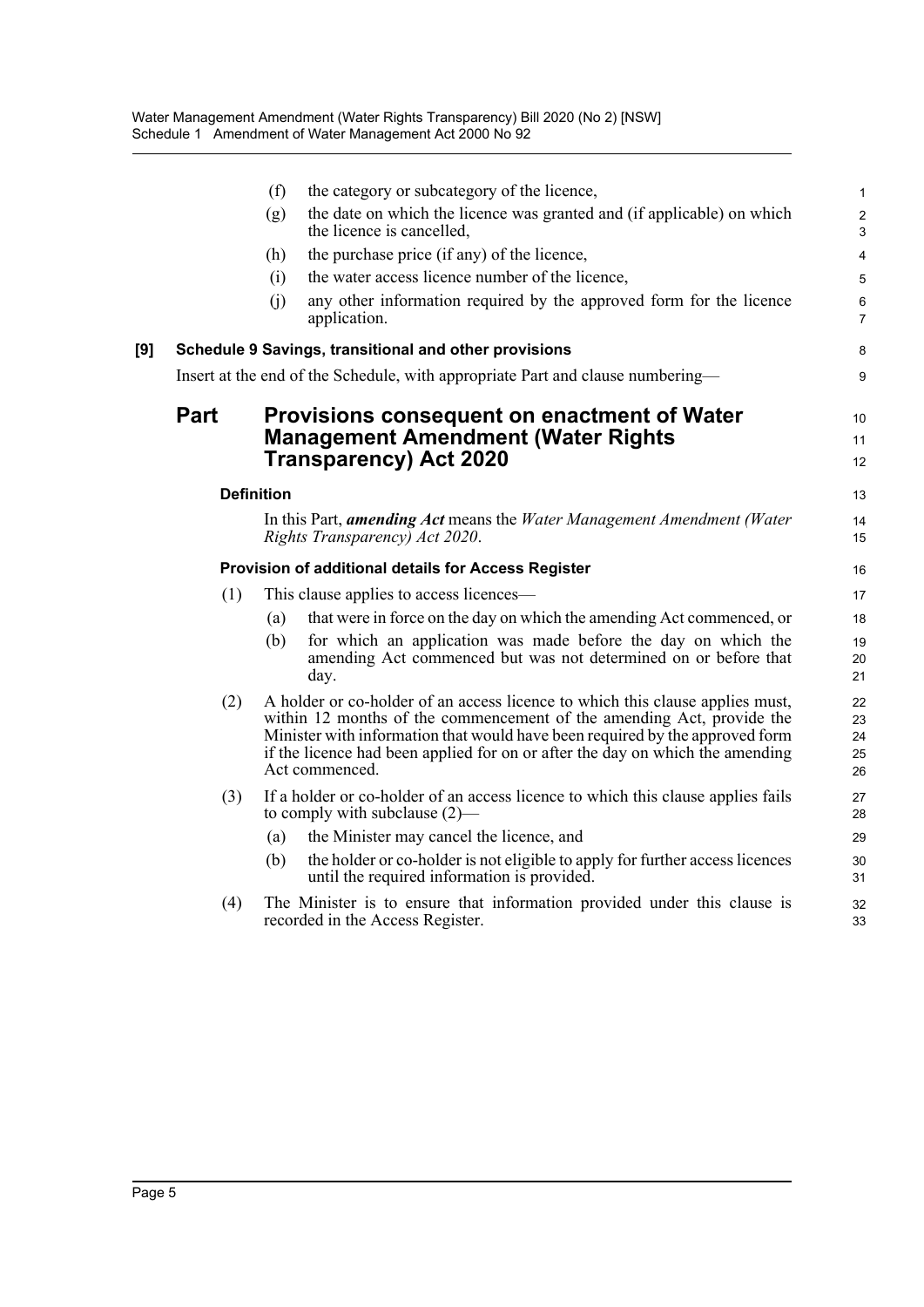(f) the category or subcategory of the licence,

(g) the date on which the licence was granted and (if applicable) on which the licence is cancelled,

(h) the purchase price (if any) of the licence,

(i) the water access licence number of the licence,

(j) any other information required by the approved form for the licence application.

**[9] Schedule 9 Savings, transitional and other provisions**

Insert at the end of the Schedule, with appropriate Part and clause numbering—

## Part Provisions consequent on enactment of Water Management Amendment (Water Rights Transparency) Act 2020

**Definition**

In this Part, ***amending Act*** means the *Water Management Amendment (Water Rights Transparency) Act 2020*.

**Provision of additional details for Access Register**

(1) This clause applies to access licences—

(a) that were in force on the day on which the amending Act commenced, or

(b) for which an application was made before the day on which the amending Act commenced but was not determined on or before that day.

(2) A holder or co-holder of an access licence to which this clause applies must, within 12 months of the commencement of the amending Act, provide the Minister with information that would have been required by the approved form if the licence had been applied for on or after the day on which the amending Act commenced.

(3) If a holder or co-holder of an access licence to which this clause applies fails to comply with subclause (2)—

(a) the Minister may cancel the licence, and

(b) the holder or co-holder is not eligible to apply for further access licences until the required information is provided.

(4) The Minister is to ensure that information provided under this clause is recorded in the Access Register.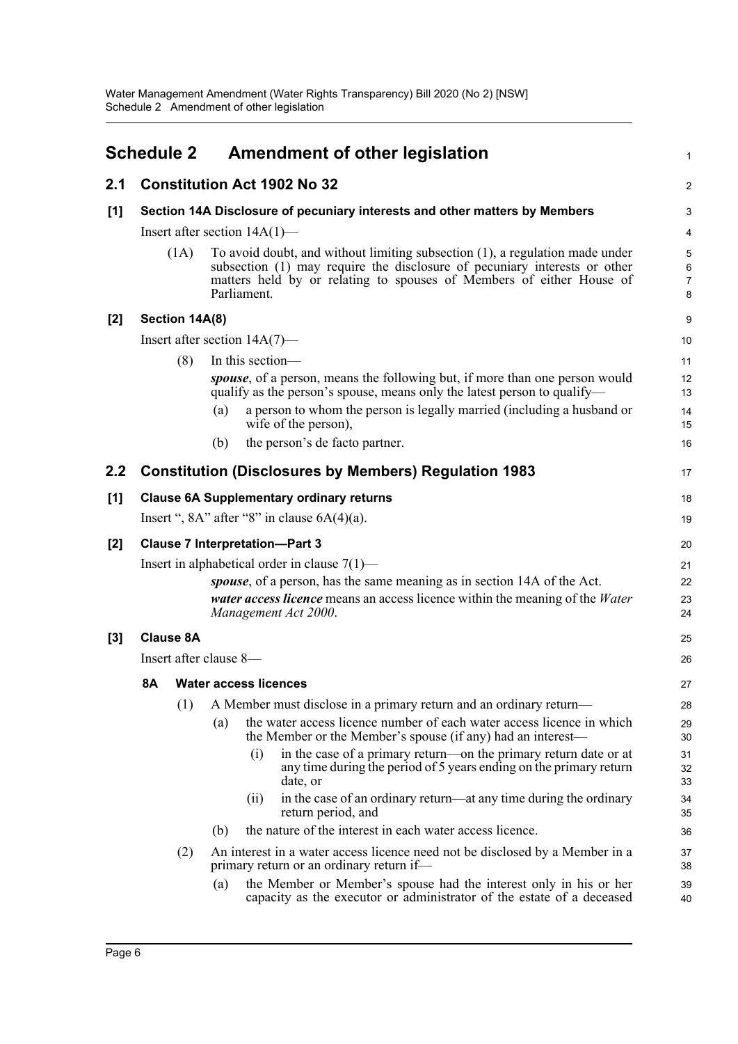# Schedule 2 Amendment of other legislation

## 2.1 Constitution Act 1902 No 32

### [1] Section 14A Disclosure of pecuniary interests and other matters by Members

Insert after section 14A(1)—

(1A) To avoid doubt, and without limiting subsection (1), a regulation made under subsection (1) may require the disclosure of pecuniary interests or other matters held by or relating to spouses of Members of either House of Parliament.

### [2] Section 14A(8)

Insert after section 14A(7)—

(8) In this section—

***spouse***, of a person, means the following but, if more than one person would qualify as the person's spouse, means only the latest person to qualify—

(a) a person to whom the person is legally married (including a husband or wife of the person),

(b) the person's de facto partner.

## 2.2 Constitution (Disclosures by Members) Regulation 1983

### [1] Clause 6A Supplementary ordinary returns

Insert ", 8A" after "8" in clause 6A(4)(a).

### [2] Clause 7 Interpretation—Part 3

Insert in alphabetical order in clause 7(1)—

***spouse***, of a person, has the same meaning as in section 14A of the Act.

***water access licence*** means an access licence within the meaning of the *Water Management Act 2000*.

### [3] Clause 8A

Insert after clause 8—

**8A Water access licences**

(1) A Member must disclose in a primary return and an ordinary return—

(a) the water access licence number of each water access licence in which the Member or the Member's spouse (if any) had an interest—

(i) in the case of a primary return—on the primary return date or at any time during the period of 5 years ending on the primary return date, or

(ii) in the case of an ordinary return—at any time during the ordinary return period, and

(b) the nature of the interest in each water access licence.

(2) An interest in a water access licence need not be disclosed by a Member in a primary return or an ordinary return if—

(a) the Member or Member's spouse had the interest only in his or her capacity as the executor or administrator of the estate of a deceased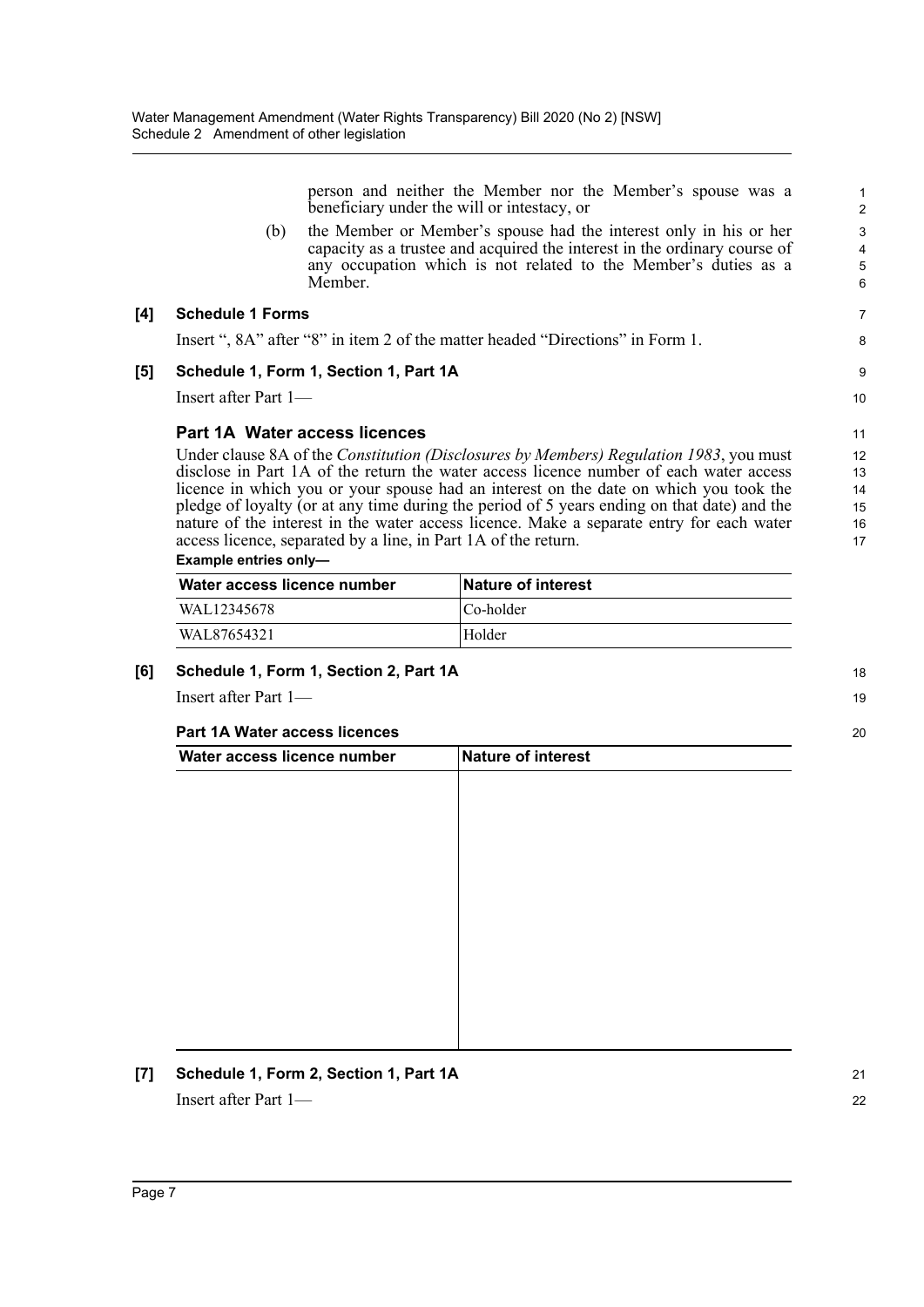person and neither the Member nor the Member's spouse was a beneficiary under the will or intestacy, or

(b) the Member or Member's spouse had the interest only in his or her capacity as a trustee and acquired the interest in the ordinary course of any occupation which is not related to the Member's duties as a Member.

**[4] Schedule 1 Forms**

Insert ", 8A" after "8" in item 2 of the matter headed "Directions" in Form 1.

**[5] Schedule 1, Form 1, Section 1, Part 1A**

Insert after Part 1—

### Part 1A Water access licences

Under clause 8A of the *Constitution (Disclosures by Members) Regulation 1983*, you must disclose in Part 1A of the return the water access licence number of each water access licence in which you or your spouse had an interest on the date on which you took the pledge of loyalty (or at any time during the period of 5 years ending on that date) and the nature of the interest in the water access licence. Make a separate entry for each water access licence, separated by a line, in Part 1A of the return.

**Example entries only—**

| Water access licence number | Nature of interest |
|---|---|
| WAL12345678 | Co-holder |
| WAL87654321 | Holder |

**[6] Schedule 1, Form 1, Section 2, Part 1A**

Insert after Part 1—

**Part 1A Water access licences**

| Water access licence number | Nature of interest |
|---|---|
| | |

**[7] Schedule 1, Form 2, Section 1, Part 1A**

Insert after Part 1—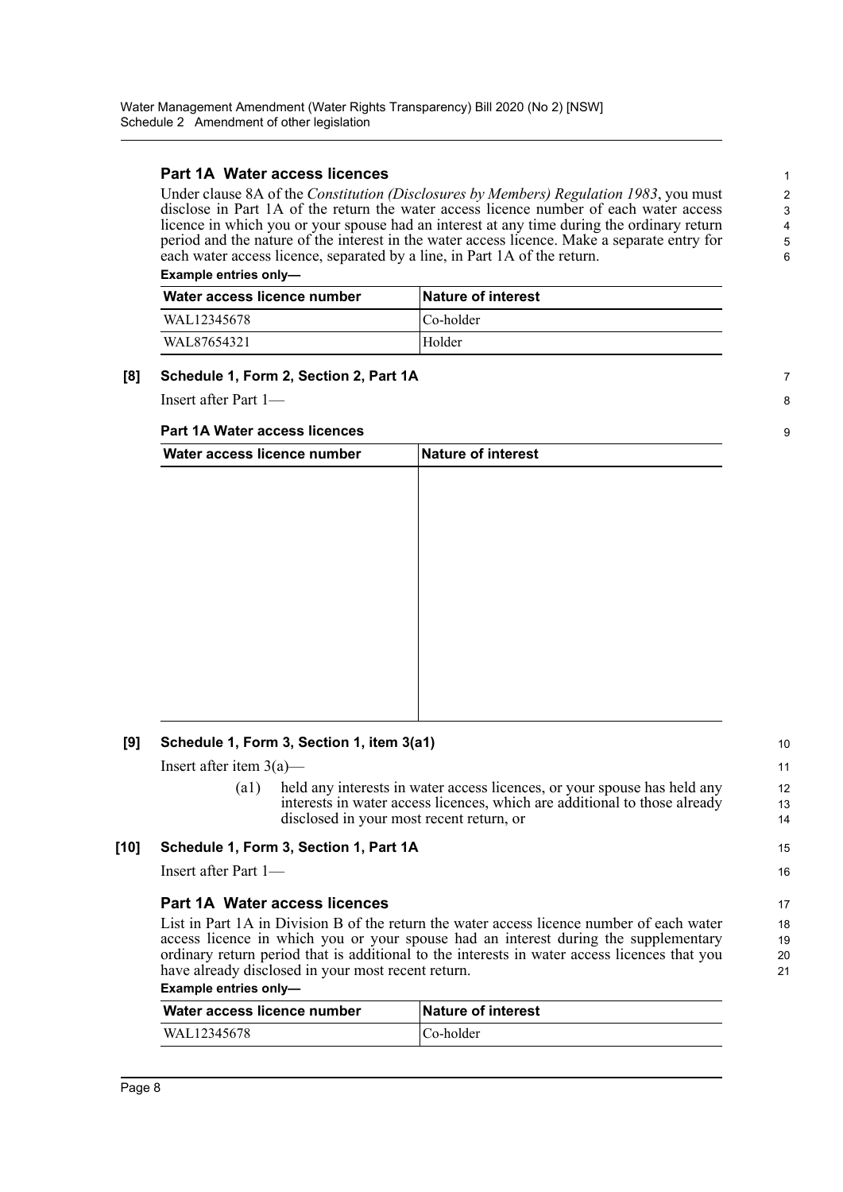### Part 1A Water access licences

Under clause 8A of the *Constitution (Disclosures by Members) Regulation 1983*, you must disclose in Part 1A of the return the water access licence number of each water access licence in which you or your spouse had an interest at any time during the ordinary return period and the nature of the interest in the water access licence. Make a separate entry for each water access licence, separated by a line, in Part 1A of the return.

**Example entries only—**

| Water access licence number | Nature of interest |
|---|---|
| WAL12345678 | Co-holder |
| WAL87654321 | Holder |

**[8] Schedule 1, Form 2, Section 2, Part 1A**

Insert after Part 1—

**Part 1A Water access licences**

| Water access licence number | Nature of interest |
|---|---|
| | |

**[9] Schedule 1, Form 3, Section 1, item 3(a1)**

Insert after item 3(a)—

(a1) held any interests in water access licences, or your spouse has held any interests in water access licences, which are additional to those already disclosed in your most recent return, or

**[10] Schedule 1, Form 3, Section 1, Part 1A**

Insert after Part 1—

### Part 1A Water access licences

List in Part 1A in Division B of the return the water access licence number of each water access licence in which you or your spouse had an interest during the supplementary ordinary return period that is additional to the interests in water access licences that you have already disclosed in your most recent return.

**Example entries only—**

| Water access licence number | Nature of interest |
|---|---|
| WAL12345678 | Co-holder |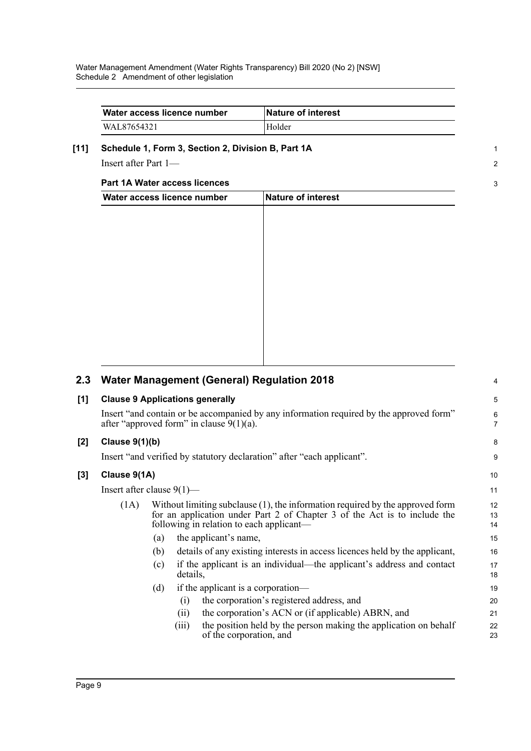| Water access licence number | Nature of interest |
| --- | --- |
| WAL87654321 | Holder |

**[11] Schedule 1, Form 3, Section 2, Division B, Part 1A**

Insert after Part 1—

**Part 1A Water access licences**

| Water access licence number | Nature of interest |
| --- | --- |
| | |

## 2.3 Water Management (General) Regulation 2018

**[1] Clause 9 Applications generally**

Insert "and contain or be accompanied by any information required by the approved form" after "approved form" in clause 9(1)(a).

**[2] Clause 9(1)(b)**

Insert "and verified by statutory declaration" after "each applicant".

**[3] Clause 9(1A)**

Insert after clause 9(1)—

(1A) Without limiting subclause (1), the information required by the approved form for an application under Part 2 of Chapter 3 of the Act is to include the following in relation to each applicant—

(a) the applicant's name,

(b) details of any existing interests in access licences held by the applicant,

(c) if the applicant is an individual—the applicant's address and contact details,

(d) if the applicant is a corporation—

(i) the corporation's registered address, and

(ii) the corporation's ACN or (if applicable) ABRN, and

(iii) the position held by the person making the application on behalf of the corporation, and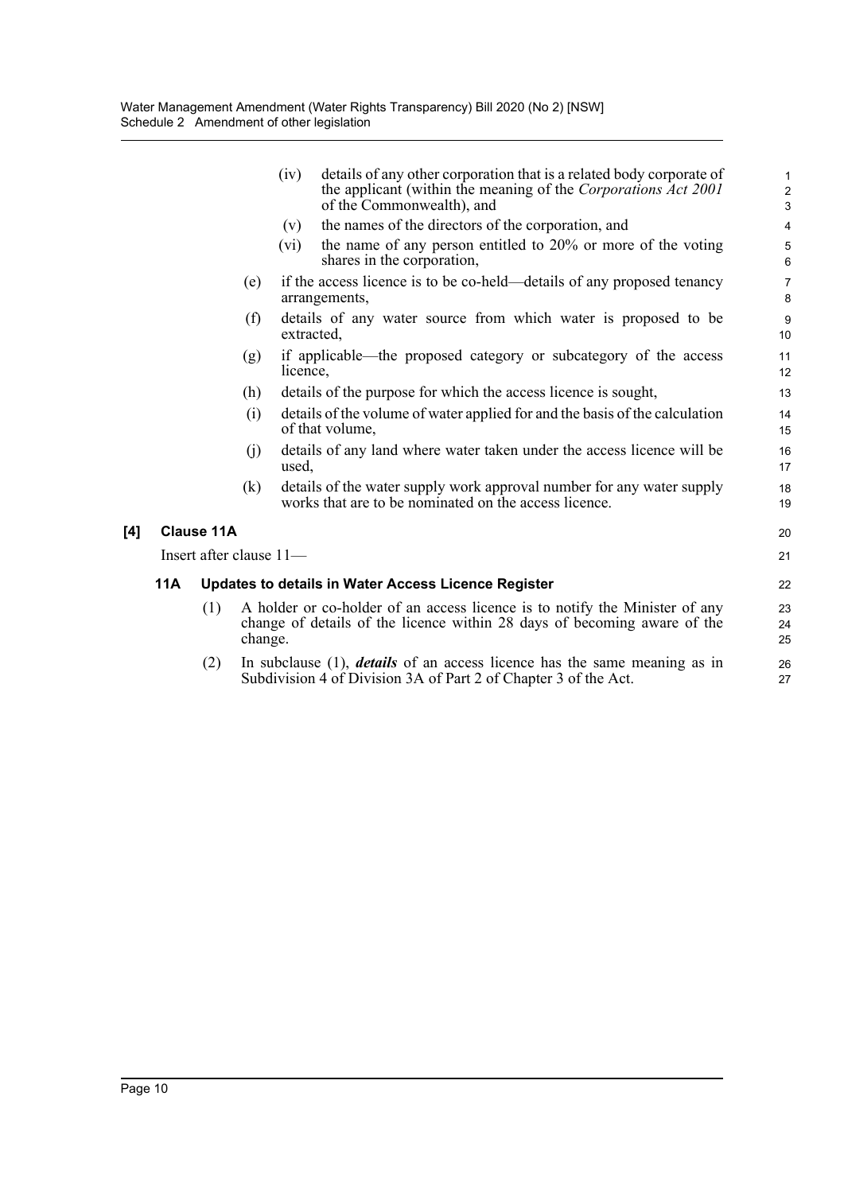(iv) details of any other corporation that is a related body corporate of the applicant (within the meaning of the *Corporations Act 2001* of the Commonwealth), and

(v) the names of the directors of the corporation, and

(vi) the name of any person entitled to 20% or more of the voting shares in the corporation,

(e) if the access licence is to be co-held—details of any proposed tenancy arrangements,

(f) details of any water source from which water is proposed to be extracted,

(g) if applicable—the proposed category or subcategory of the access licence,

(h) details of the purpose for which the access licence is sought,

(i) details of the volume of water applied for and the basis of the calculation of that volume,

(j) details of any land where water taken under the access licence will be used,

(k) details of the water supply work approval number for any water supply works that are to be nominated on the access licence.

**[4] Clause 11A**

Insert after clause 11—

**11A Updates to details in Water Access Licence Register**

(1) A holder or co-holder of an access licence is to notify the Minister of any change of details of the licence within 28 days of becoming aware of the change.

(2) In subclause (1), ***details*** of an access licence has the same meaning as in Subdivision 4 of Division 3A of Part 2 of Chapter 3 of the Act.